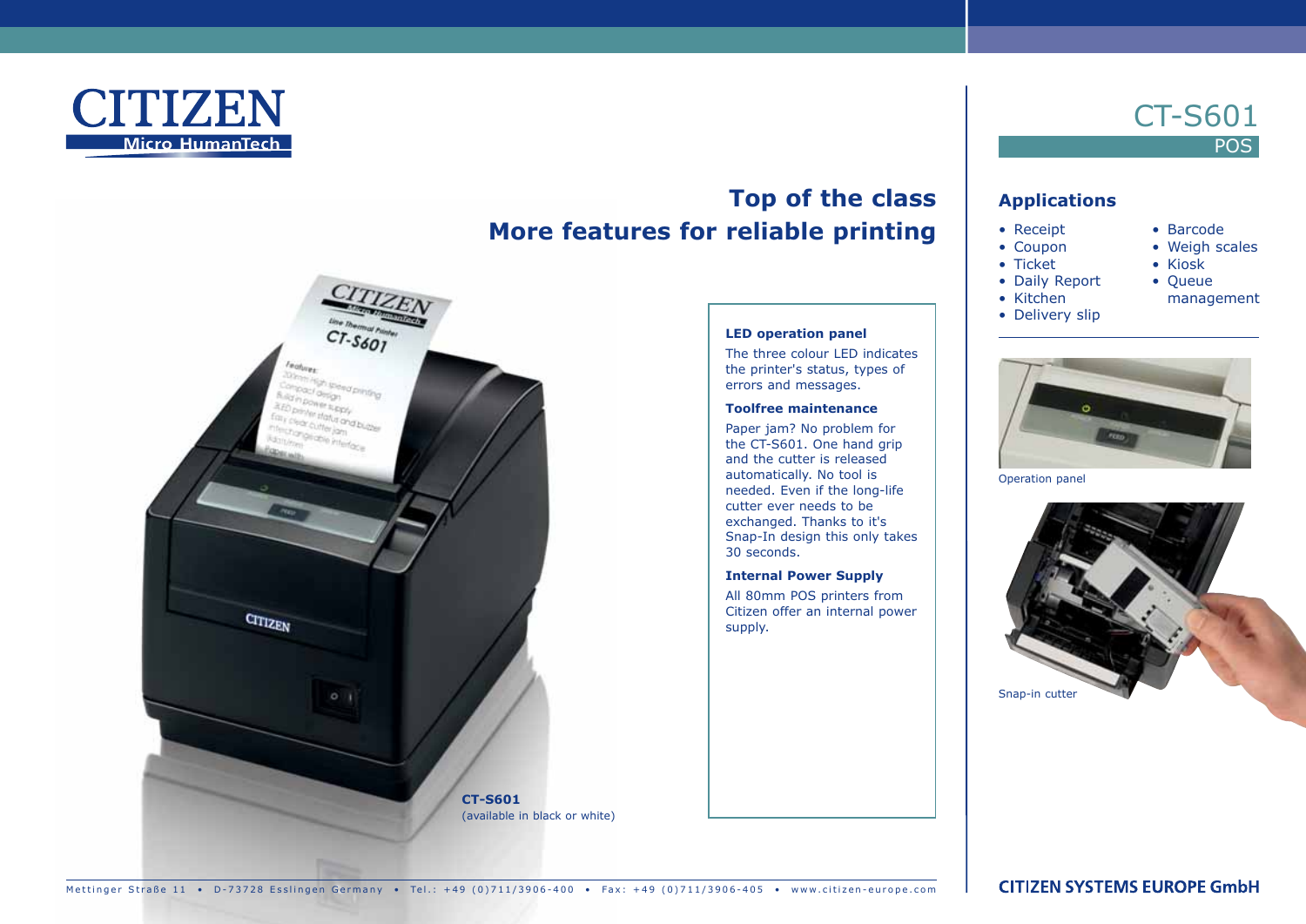# CT-S601

POS

## Top of the class
## More features for reliable printing

### Applications

- Receipt
- Coupon
- Ticket
- Daily Report
- Kitchen
- Delivery slip
- Barcode
- Weigh scales
- Kiosk
- Queue management

**LED operation panel**

The three colour LED indicates the printer's status, types of errors and messages.

**Toolfree maintenance**

Paper jam? No problem for the CT-S601. One hand grip and the cutter is released automatically. No tool is needed. Even if the long-life cutter ever needs to be exchanged. Thanks to it's Snap-In design this only takes 30 seconds.

**Internal Power Supply**

All 80mm POS printers from Citizen offer an internal power supply.

Operation panel

Snap-in cutter

**CT-S601**
(available in black or white)

Mettinger Straße 11 • D-73728 Esslingen Germany • Tel.: +49 (0)711/3906-400 • Fax: +49 (0)711/3906-405 • www.citizen-europe.com

CITIZEN SYSTEMS EUROPE GmbH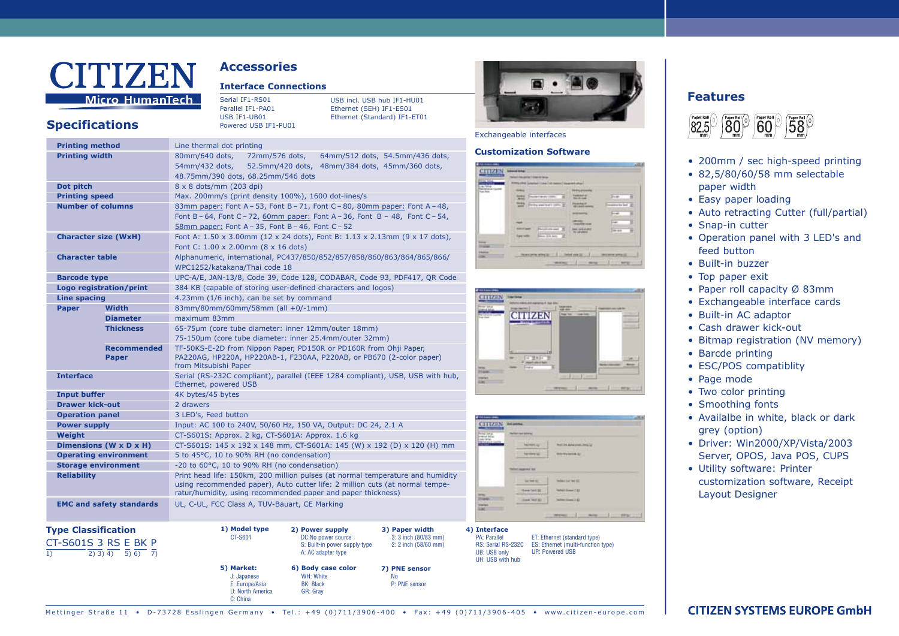# CITIZEN
Micro HumanTech

## Specifications

| | | |
|---|---|---|
| **Printing method** | | Line thermal dot printing |
| **Printing width** | | 80mm/640 dots, 72mm/576 dots, 64mm/512 dots, 54.5mm/436 dots, 54mm/432 dots, 52.5mm/420 dots, 48mm/384 dots, 45mm/360 dots, 48.75mm/390 dots, 68.25mm/546 dots |
| **Dot pitch** | | 8 x 8 dots/mm (203 dpi) |
| **Printing speed** | | Max. 200mm/s (print density 100%), 1600 dot-lines/s |
| **Number of columns** | | 83mm paper: Font A – 53, Font B – 71, Font C – 80, 80mm paper: Font A – 48, Font B – 64, Font C – 72, 60mm paper: Font A – 36, Font B – 48, Font C – 54, 58mm paper: Font A – 35, Font B – 46, Font C – 52 |
| **Character size (WxH)** | | Font A: 1.50 x 3.00mm (12 x 24 dots), Font B: 1.13 x 2.13mm (9 x 17 dots), Font C: 1.00 x 2.00mm (8 x 16 dots) |
| **Character table** | | Alphanumeric, international, PC437/850/852/857/858/860/863/864/865/866/ WPC1252/katakana/Thai code 18 |
| **Barcode type** | | UPC-A/E, JAN-13/8, Code 39, Code 128, CODABAR, Code 93, PDF417, QR Code |
| **Logo registration/print** | | 384 KB (capable of storing user-defined characters and logos) |
| **Line spacing** | | 4.23mm (1/6 inch), can be set by command |
| **Paper** | **Width** | 83mm/80mm/60mm/58mm (all +0/-1mm) |
| | **Diameter** | maximum 83mm |
| | **Thickness** | 65-75µm (core tube diameter: inner 12mm/outer 18mm) 75-150µm (core tube diameter: inner 25.4mm/outer 32mm) |
| | **Recommended Paper** | TF-50KS-E-2D from Nippon Paper, PD150R or PD160R from Ohji Paper, PA220AG, HP220A, HP220AB-1, F230AA, P220AB, or PB670 (2-color paper) from Mitsubishi Paper |
| **Interface** | | Serial (RS-232C compliant), parallel (IEEE 1284 compliant), USB, USB with hub, Ethernet, powered USB |
| **Input buffer** | | 4K bytes/45 bytes |
| **Drawer kick-out** | | 2 drawers |
| **Operation panel** | | 3 LED's, Feed button |
| **Power supply** | | Input: AC 100 to 240V, 50/60 Hz, 150 VA, Output: DC 24, 2.1 A |
| **Weight** | | CT-S601S: Approx. 2 kg, CT-S601A: Approx. 1.6 kg |
| **Dimensions (W x D x H)** | | CT-S601S: 145 x 192 x 148 mm, CT-S601A: 145 (W) x 192 (D) x 120 (H) mm |
| **Operating environment** | | 5 to 45°C, 10 to 90% RH (no condensation) |
| **Storage environment** | | -20 to 60°C, 10 to 90% RH (no condensation) |
| **Reliability** | | Print head life: 150km, 200 million pulses (at normal temperature and humidity using recommended paper), Auto cutter life: 2 million cuts (at normal temperature/humidity, using recommended paper and paper thickness) |
| **EMC and safety standards** | | UL, C-UL, FCC Class A, TUV-Bauart, CE Marking |

## Accessories

### Interface Connections

Serial IF1-RS01
Parallel IF1-PA01
USB IF1-UB01
Powered USB IF1-PU01
USB incl. USB hub IF1-HU01
Ethernet (SEH) IF1-ES01
Ethernet (Standard) IF1-ET01

Exchangeable interfaces

### Customization Software

## Type Classification

CT-S601S 3 RS E BK P
1) 2) 3) 4) 5) 6) 7)

**1) Model type**
CT-S601

**2) Power supply**
DC:No power source
S: Built-in power supply type
A: AC adapter type

**3) Paper width**
3: 3 inch (80/83 mm)
2: 2 inch (58/60 mm)

**4) Interface**
PA: Parallel
RS: Serial RS-232C
UB: USB only
UH: USB with hub
ET: Ethernet (standard type)
ES: Ethernet (multi-function type)
UP: Powered USB

**5) Market:**
J: Japanese
E: Europe/Asia
U: North America
C: China

**6) Body case color**
WH: White
BK: Black
GR: Gray

**7) PNE sensor**
No
P: PNE sensor

## Features

Paper Roll 82.5 mm | Paper Roll 80 mm | Paper Roll 60 mm | Paper Roll 58 mm

- 200mm / sec high-speed printing
- 82,5/80/60/58 mm selectable paper width
- Easy paper loading
- Auto retracting Cutter (full/partial)
- Snap-in cutter
- Operation panel with 3 LED's and feed button
- Built-in buzzer
- Top paper exit
- Paper roll capacity Ø 83mm
- Exchangeable interface cards
- Built-in AC adaptor
- Cash drawer kick-out
- Bitmap registration (NV memory)
- Barcde printing
- ESC/POS compatiblity
- Page mode
- Two color printing
- Smoothing fonts
- Availalbe in white, black or dark grey (option)
- Driver: Win2000/XP/Vista/2003 Server, OPOS, Java POS, CUPS
- Utility software: Printer customization software, Receipt Layout Designer

Mettinger Straße 11 • D-73728 Esslingen Germany • Tel.: +49 (0)711/3906-400 • Fax: +49 (0)711/3906-405 • www.citizen-europe.com

**CITIZEN SYSTEMS EUROPE GmbH**